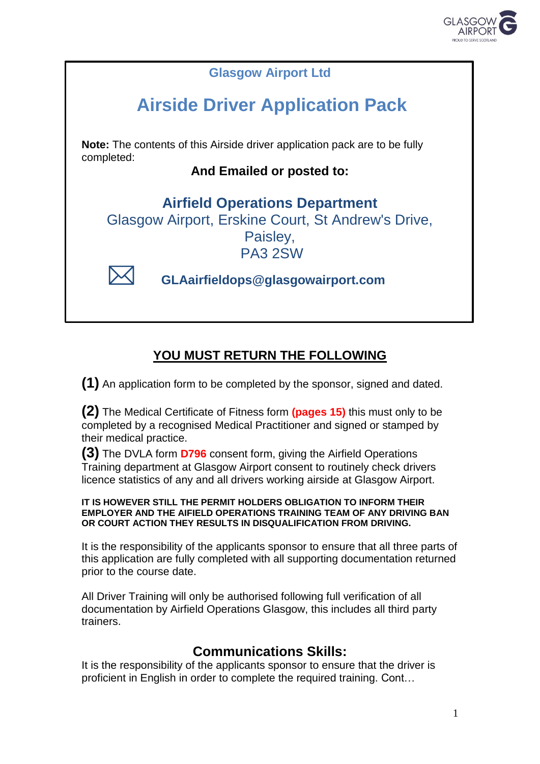Glasgow Airport Ltd

# Airside Driver Application Pack

**Note:** The contents of this Airside driver application pack are to be fully completed:

**And Emailed or posted to:**

**Airfield Operations Department**
Glasgow Airport, Erskine Court, St Andrew's Drive,
Paisley,
PA3 2SW

**GLAairfieldops@glasgowairport.com**

## YOU MUST RETURN THE FOLLOWING

**(1)** An application form to be completed by the sponsor, signed and dated.

**(2)** The Medical Certificate of Fitness form **(pages 15)** this must only to be completed by a recognised Medical Practitioner and signed or stamped by their medical practice.

**(3)** The DVLA form **D796** consent form, giving the Airfield Operations Training department at Glasgow Airport consent to routinely check drivers licence statistics of any and all drivers working airside at Glasgow Airport.

**IT IS HOWEVER STILL THE PERMIT HOLDERS OBLIGATION TO INFORM THEIR EMPLOYER AND THE AIFIELD OPERATIONS TRAINING TEAM OF ANY DRIVING BAN OR COURT ACTION THEY RESULTS IN DISQUALIFICATION FROM DRIVING.**

It is the responsibility of the applicants sponsor to ensure that all three parts of this application are fully completed with all supporting documentation returned prior to the course date.

All Driver Training will only be authorised following full verification of all documentation by Airfield Operations Glasgow, this includes all third party trainers.

## Communications Skills:

It is the responsibility of the applicants sponsor to ensure that the driver is proficient in English in order to complete the required training. Cont…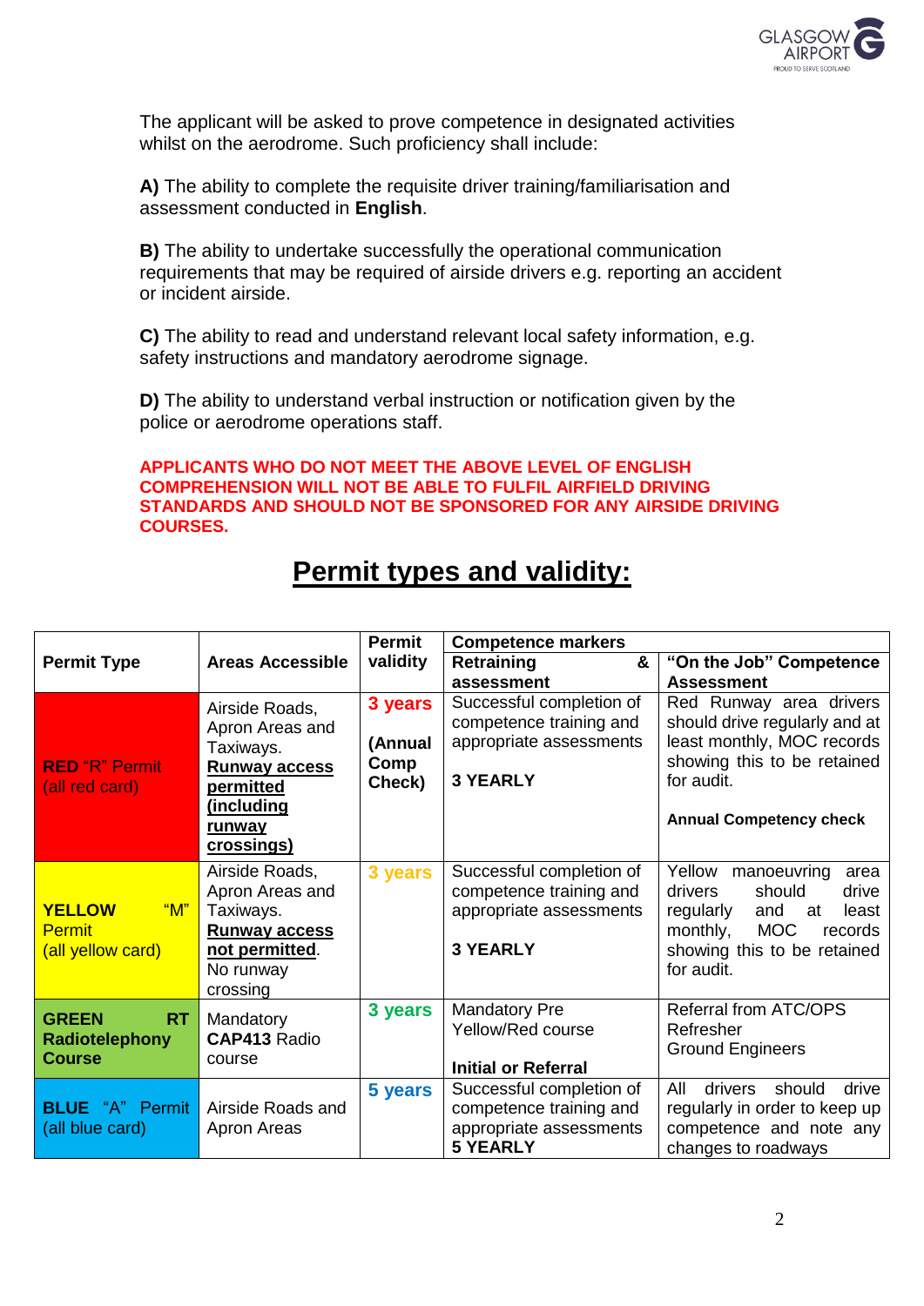The applicant will be asked to prove competence in designated activities whilst on the aerodrome. Such proficiency shall include:

**A)** The ability to complete the requisite driver training/familiarisation and assessment conducted in **English**.

**B)** The ability to undertake successfully the operational communication requirements that may be required of airside drivers e.g. reporting an accident or incident airside.

**C)** The ability to read and understand relevant local safety information, e.g. safety instructions and mandatory aerodrome signage.

**D)** The ability to understand verbal instruction or notification given by the police or aerodrome operations staff.

**APPLICANTS WHO DO NOT MEET THE ABOVE LEVEL OF ENGLISH COMPREHENSION WILL NOT BE ABLE TO FULFIL AIRFIELD DRIVING STANDARDS AND SHOULD NOT BE SPONSORED FOR ANY AIRSIDE DRIVING COURSES.**

## Permit types and validity:

| Permit Type | Areas Accessible | Permit validity | Competence markers | |
|---|---|---|---|---|
| | | | **Retraining & assessment** | **"On the Job" Competence Assessment** |
| **RED** "R" Permit (all red card) | Airside Roads, Apron Areas and Taxiways. **Runway access permitted (including runway crossings)** | **3 years (Annual Comp Check)** | Successful completion of competence training and appropriate assessments **3 YEARLY** | Red Runway area drivers should drive regularly and at least monthly, MOC records showing this to be retained for audit. **Annual Competency check** |
| **YELLOW** "M" Permit (all yellow card) | Airside Roads, Apron Areas and Taxiways. **Runway access not permitted**. No runway crossing | **3 years** | Successful completion of competence training and appropriate assessments **3 YEARLY** | Yellow manoeuvring area drivers should drive regularly and at least monthly, MOC records showing this to be retained for audit. |
| **GREEN RT Radiotelephony Course** | Mandatory **CAP413** Radio course | **3 years** | Mandatory Pre Yellow/Red course **Initial or Referral** | Referral from ATC/OPS Refresher Ground Engineers |
| **BLUE** "A" Permit (all blue card) | Airside Roads and Apron Areas | **5 years** | Successful completion of competence training and appropriate assessments **5 YEARLY** | All drivers should drive regularly in order to keep up competence and note any changes to roadways |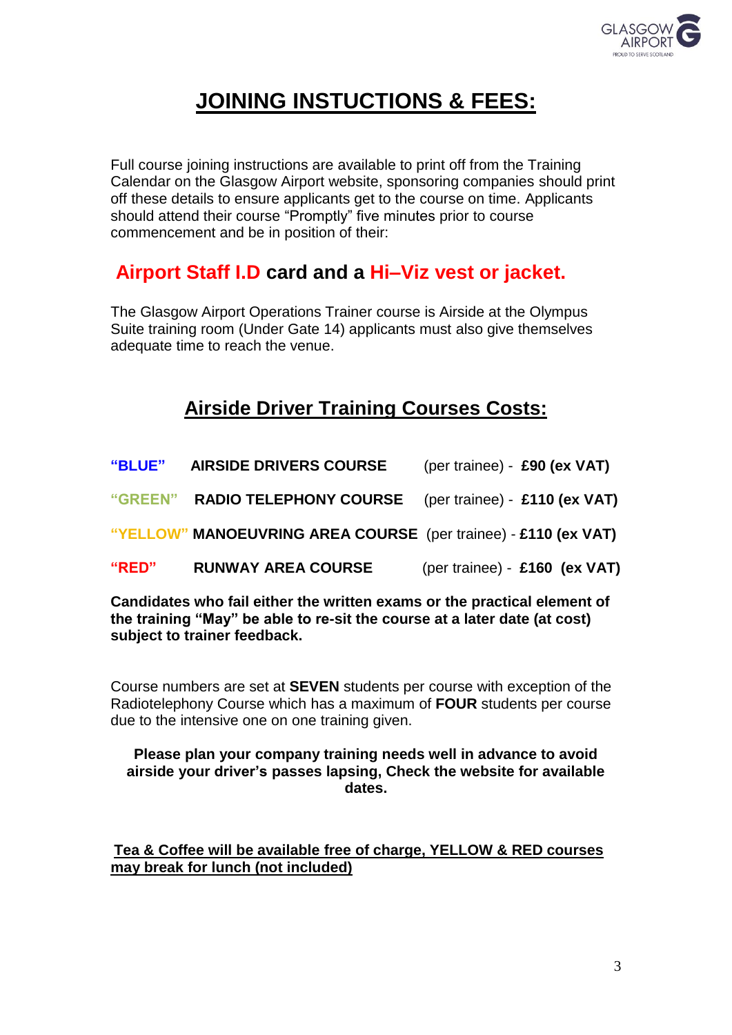# JOINING INSTUCTIONS & FEES:

Full course joining instructions are available to print off from the Training Calendar on the Glasgow Airport website, sponsoring companies should print off these details to ensure applicants get to the course on time. Applicants should attend their course "Promptly" five minutes prior to course commencement and be in position of their:

## Airport Staff I.D card and a Hi–Viz vest or jacket.

The Glasgow Airport Operations Trainer course is Airside at the Olympus Suite training room (Under Gate 14) applicants must also give themselves adequate time to reach the venue.

## Airside Driver Training Courses Costs:

| | | | |
|---|---|---|---|
| **"BLUE"** | **AIRSIDE DRIVERS COURSE** | (per trainee) - | **£90 (ex VAT)** |
| **"GREEN"** | **RADIO TELEPHONY COURSE** | (per trainee) - | **£110 (ex VAT)** |
| **"YELLOW"** | **MANOEUVRING AREA COURSE** | (per trainee) - | **£110 (ex VAT)** |
| **"RED"** | **RUNWAY AREA COURSE** | (per trainee) - | **£160 (ex VAT)** |

**Candidates who fail either the written exams or the practical element of the training "May" be able to re-sit the course at a later date (at cost) subject to trainer feedback.**

Course numbers are set at **SEVEN** students per course with exception of the Radiotelephony Course which has a maximum of **FOUR** students per course due to the intensive one on one training given.

**Please plan your company training needs well in advance to avoid airside your driver's passes lapsing, Check the website for available dates.**

**Tea & Coffee will be available free of charge, YELLOW & RED courses may break for lunch (not included)**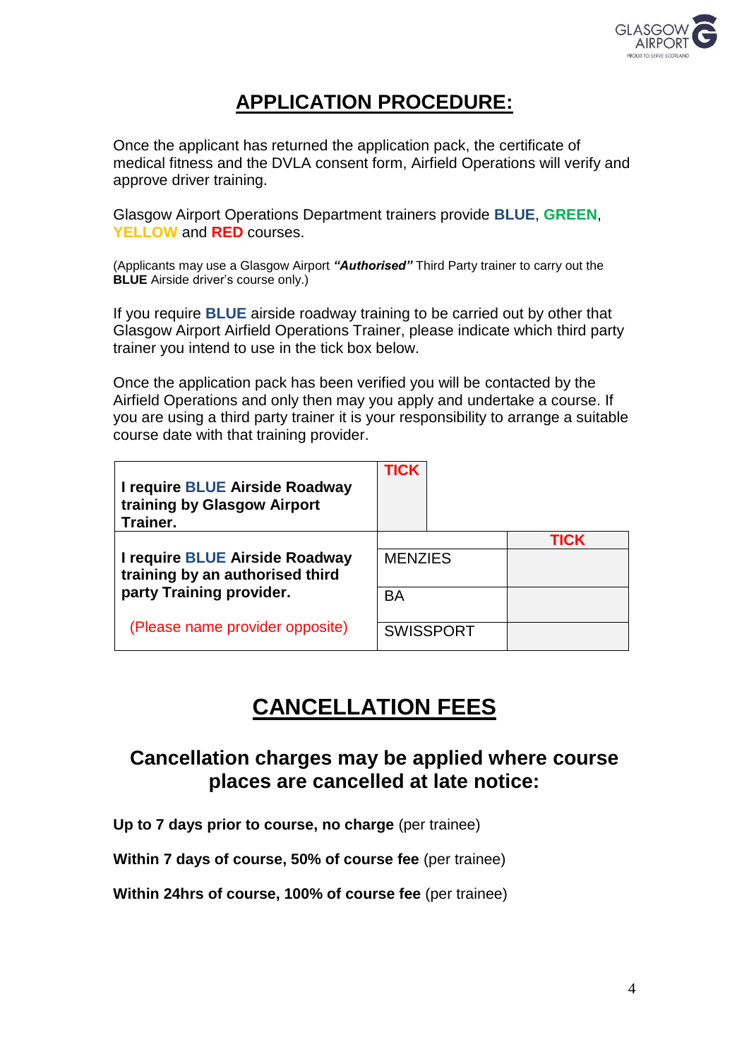# APPLICATION PROCEDURE:

Once the applicant has returned the application pack, the certificate of medical fitness and the DVLA consent form, Airfield Operations will verify and approve driver training.

Glasgow Airport Operations Department trainers provide **BLUE**, **GREEN**, **YELLOW** and **RED** courses.

(Applicants may use a Glasgow Airport ***"Authorised"*** Third Party trainer to carry out the **BLUE** Airside driver's course only.)

If you require **BLUE** airside roadway training to be carried out by other that Glasgow Airport Airfield Operations Trainer, please indicate which third party trainer you intend to use in the tick box below.

Once the application pack has been verified you will be contacted by the Airfield Operations and only then may you apply and undertake a course. If you are using a third party trainer it is your responsibility to arrange a suitable course date with that training provider.

| | | |
|---|---|---|
| **I require BLUE Airside Roadway training by Glasgow Airport Trainer.** | **TICK** | |
| **I require BLUE Airside Roadway training by an authorised third party Training provider.** (Please name provider opposite) | | **TICK** |
| | MENZIES | |
| | BA | |
| | SWISSPORT | |

# CANCELLATION FEES

## Cancellation charges may be applied where course places are cancelled at late notice:

**Up to 7 days prior to course, no charge** (per trainee)

**Within 7 days of course, 50% of course fee** (per trainee)

**Within 24hrs of course, 100% of course fee** (per trainee)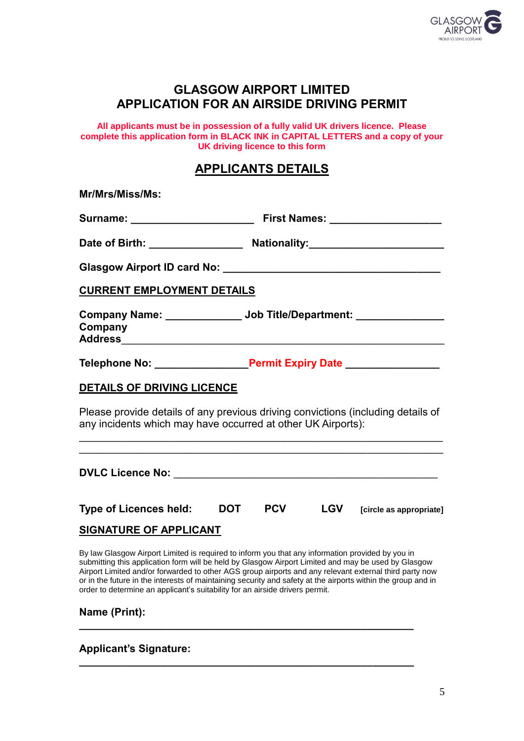# GLASGOW AIRPORT LIMITED
# APPLICATION FOR AN AIRSIDE DRIVING PERMIT

**All applicants must be in possession of a fully valid UK drivers licence. Please complete this application form in BLACK INK in CAPITAL LETTERS and a copy of your UK driving licence to this form**

## APPLICANTS DETAILS

**Mr/Mrs/Miss/Ms:**

**Surname:** ____________________ **First Names:** __________________

**Date of Birth:** _______________ **Nationality:**______________________

**Glasgow Airport ID card No:** ___________________________________

**CURRENT EMPLOYMENT DETAILS**

**Company Name:** ____________ **Job Title/Department:** ______________

**Company Address**_____________________________________________

**Telephone No:** _______________**Permit Expiry Date** _______________

**DETAILS OF DRIVING LICENCE**

Please provide details of any previous driving convictions (including details of any incidents which may have occurred at other UK Airports):

___________________________________________________________

___________________________________________________________

**DVLC Licence No:** ____________________________________________

**Type of Licences held:** **DOT** **PCV** **LGV** **[circle as appropriate]**

**SIGNATURE OF APPLICANT**

By law Glasgow Airport Limited is required to inform you that any information provided by you in submitting this application form will be held by Glasgow Airport Limited and may be used by Glasgow Airport Limited and/or forwarded to other AGS group airports and any relevant external third party now or in the future in the interests of maintaining security and safety at the airports within the group and in order to determine an applicant's suitability for an airside drivers permit.

**Name (Print):**

___________________________________________________________

**Applicant's Signature:**

___________________________________________________________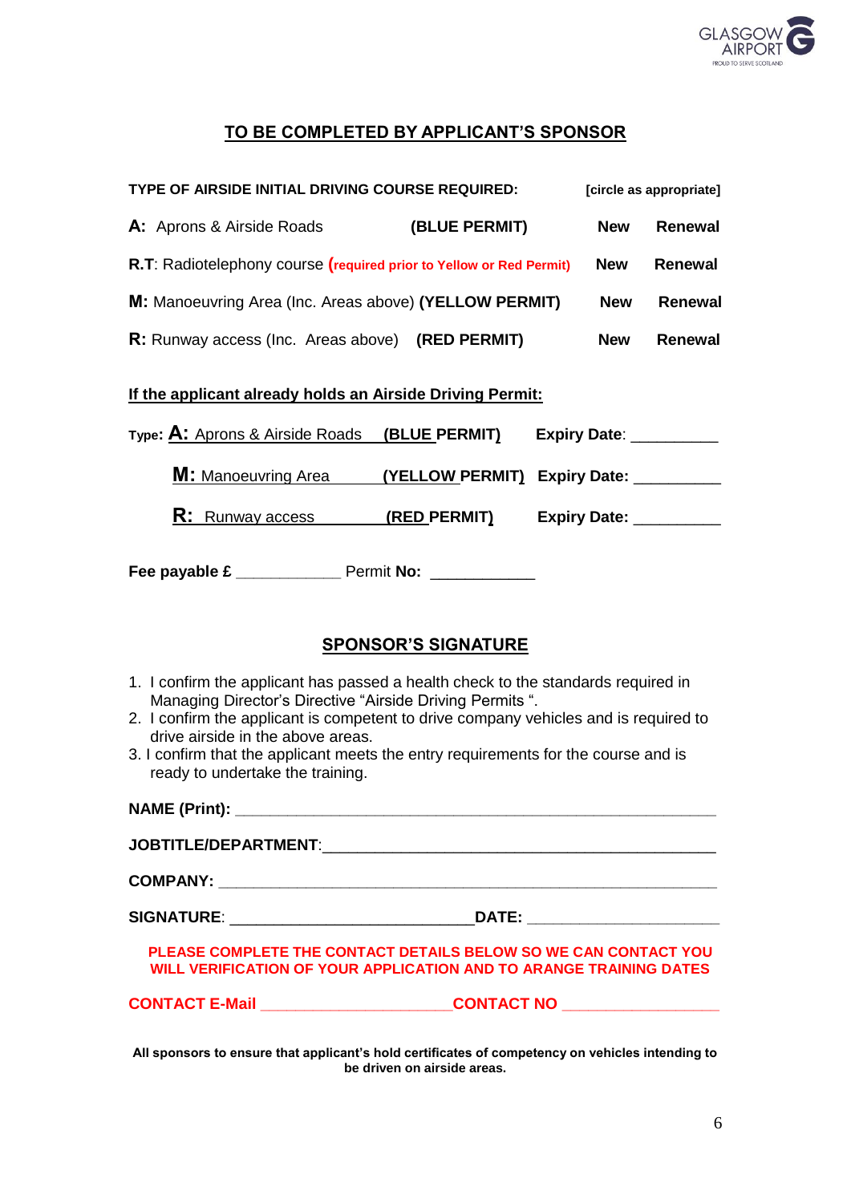## TO BE COMPLETED BY APPLICANT'S SPONSOR

| **TYPE OF AIRSIDE INITIAL DRIVING COURSE REQUIRED:** | | **[circle as appropriate]** | |
|---|---|---|---|
| **A:** Aprons & Airside Roads | **(BLUE PERMIT)** | **New** | **Renewal** |
| **R.T**: Radiotelephony course **(required prior to Yellow or Red Permit)** | | **New** | **Renewal** |
| **M:** Manoeuvring Area (Inc. Areas above) | **(YELLOW PERMIT)** | **New** | **Renewal** |
| **R:** Runway access (Inc. Areas above) | **(RED PERMIT)** | **New** | **Renewal** |

**If the applicant already holds an Airside Driving Permit:**

| Type: | | | |
|---|---|---|---|
| **A:** Aprons & Airside Roads | **(BLUE PERMIT)** | **Expiry Date**: __________ |
| **M:** Manoeuvring Area | **(YELLOW PERMIT)** | **Expiry Date:** __________ |
| **R:** Runway access | **(RED PERMIT)** | **Expiry Date:** __________ |

**Fee payable £** ____________ Permit **No:** ____________

## SPONSOR'S SIGNATURE

1. I confirm the applicant has passed a health check to the standards required in Managing Director's Directive "Airside Driving Permits ".
2. I confirm the applicant is competent to drive company vehicles and is required to drive airside in the above areas.
3. I confirm that the applicant meets the entry requirements for the course and is ready to undertake the training.

**NAME (Print):** ____________________________________________________

**JOBTITLE/DEPARTMENT**:____________________________________________

**COMPANY:** _______________________________________________________

**SIGNATURE**: ____________________________**DATE:** ______________________

**PLEASE COMPLETE THE CONTACT DETAILS BELOW SO WE CAN CONTACT YOU WILL VERIFICATION OF YOUR APPLICATION AND TO ARANGE TRAINING DATES**

**CONTACT E-Mail** ______________________**CONTACT NO** __________________

**All sponsors to ensure that applicant's hold certificates of competency on vehicles intending to be driven on airside areas.**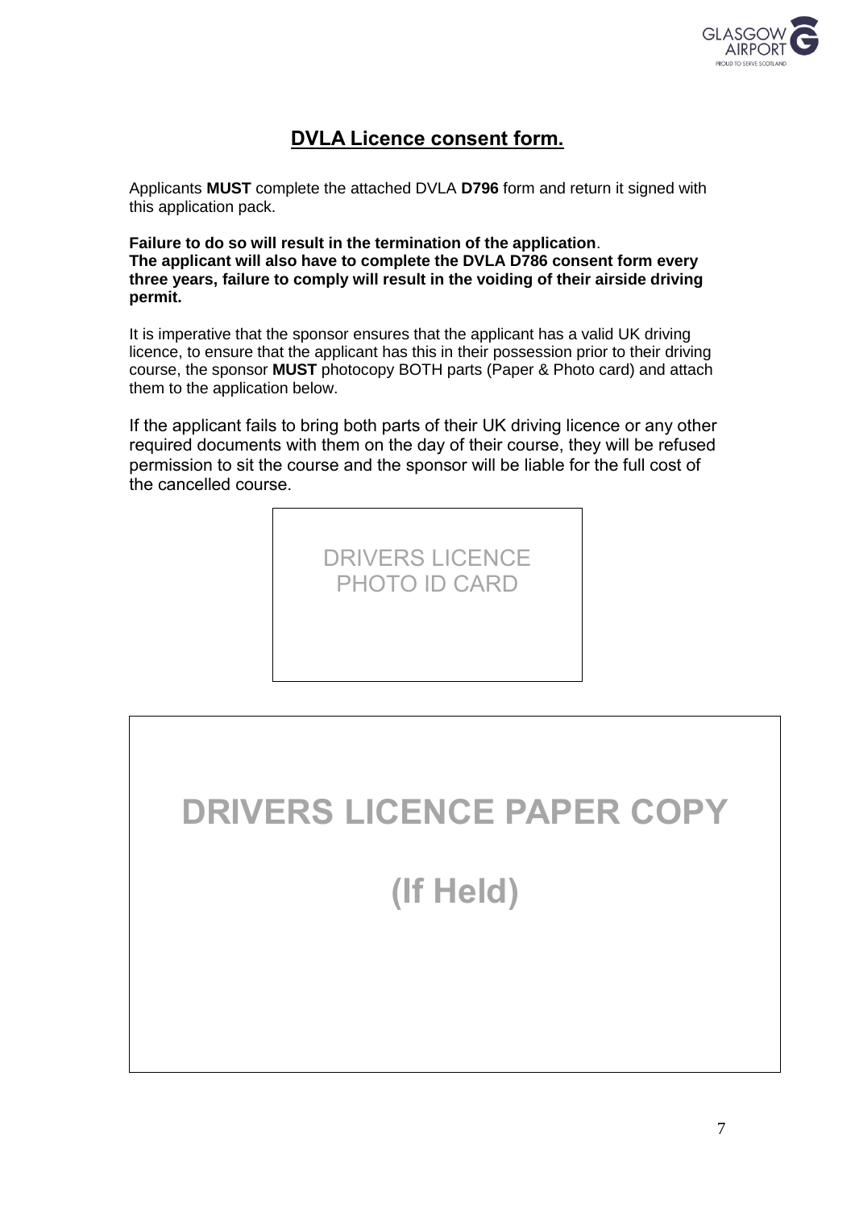## DVLA Licence consent form.

Applicants **MUST** complete the attached DVLA **D796** form and return it signed with this application pack.

**Failure to do so will result in the termination of the application**.
**The applicant will also have to complete the DVLA D786 consent form every three years, failure to comply will result in the voiding of their airside driving permit.**

It is imperative that the sponsor ensures that the applicant has a valid UK driving licence, to ensure that the applicant has this in their possession prior to their driving course, the sponsor **MUST** photocopy BOTH parts (Paper & Photo card) and attach them to the application below.

If the applicant fails to bring both parts of their UK driving licence or any other required documents with them on the day of their course, they will be refused permission to sit the course and the sponsor will be liable for the full cost of the cancelled course.

DRIVERS LICENCE PHOTO ID CARD

**DRIVERS LICENCE PAPER COPY**

**(If Held)**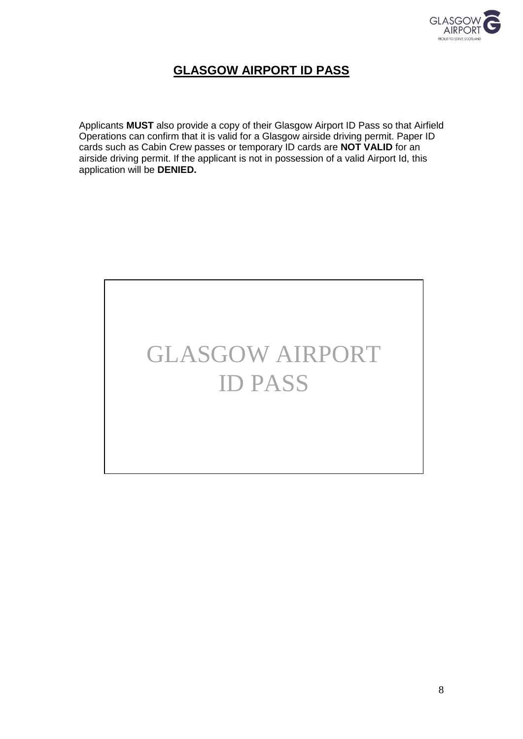## GLASGOW AIRPORT ID PASS

Applicants **MUST** also provide a copy of their Glasgow Airport ID Pass so that Airfield Operations can confirm that it is valid for a Glasgow airside driving permit. Paper ID cards such as Cabin Crew passes or temporary ID cards are **NOT VALID** for an airside driving permit. If the applicant is not in possession of a valid Airport Id, this application will be **DENIED.**

GLASGOW AIRPORT
ID PASS